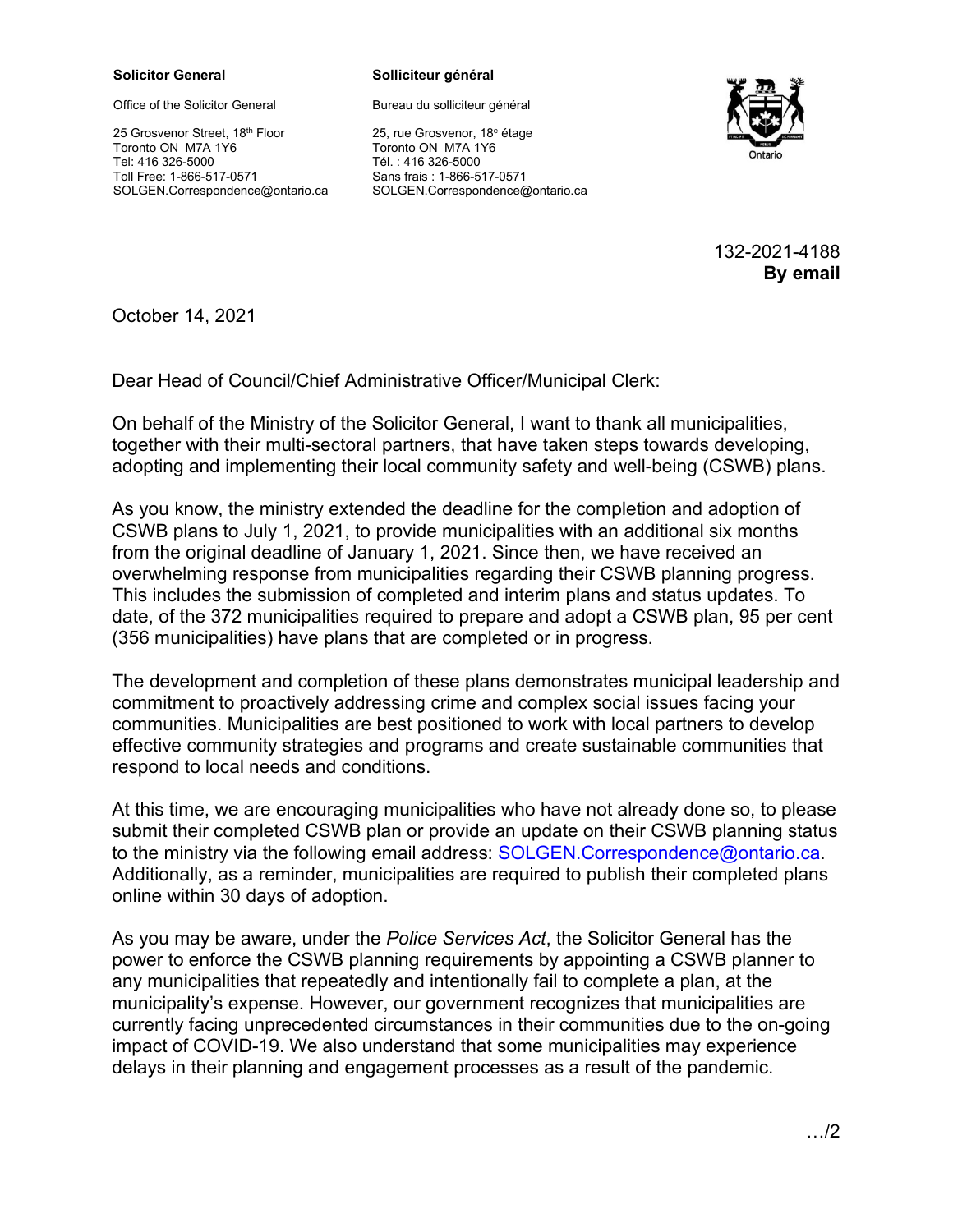**Solicitor General**

Office of the Solicitor General

25 Grosvenor Street, 18th Floor
Toronto ON M7A 1Y6
Tel: 416 326-5000
Toll Free: 1-866-517-0571
SOLGEN.Correspondence@ontario.ca

**Solliciteur général**

Bureau du solliciteur général

25, rue Grosvenor, 18e étage
Toronto ON M7A 1Y6
Tél. : 416 326-5000
Sans frais : 1-866-517-0571
SOLGEN.Correspondence@ontario.ca

132-2021-4188
**By email**

October 14, 2021

Dear Head of Council/Chief Administrative Officer/Municipal Clerk:

On behalf of the Ministry of the Solicitor General, I want to thank all municipalities, together with their multi-sectoral partners, that have taken steps towards developing, adopting and implementing their local community safety and well-being (CSWB) plans.

As you know, the ministry extended the deadline for the completion and adoption of CSWB plans to July 1, 2021, to provide municipalities with an additional six months from the original deadline of January 1, 2021. Since then, we have received an overwhelming response from municipalities regarding their CSWB planning progress. This includes the submission of completed and interim plans and status updates. To date, of the 372 municipalities required to prepare and adopt a CSWB plan, 95 per cent (356 municipalities) have plans that are completed or in progress.

The development and completion of these plans demonstrates municipal leadership and commitment to proactively addressing crime and complex social issues facing your communities. Municipalities are best positioned to work with local partners to develop effective community strategies and programs and create sustainable communities that respond to local needs and conditions.

At this time, we are encouraging municipalities who have not already done so, to please submit their completed CSWB plan or provide an update on their CSWB planning status to the ministry via the following email address: SOLGEN.Correspondence@ontario.ca. Additionally, as a reminder, municipalities are required to publish their completed plans online within 30 days of adoption.

As you may be aware, under the *Police Services Act*, the Solicitor General has the power to enforce the CSWB planning requirements by appointing a CSWB planner to any municipalities that repeatedly and intentionally fail to complete a plan, at the municipality's expense. However, our government recognizes that municipalities are currently facing unprecedented circumstances in their communities due to the on-going impact of COVID-19. We also understand that some municipalities may experience delays in their planning and engagement processes as a result of the pandemic.

…/2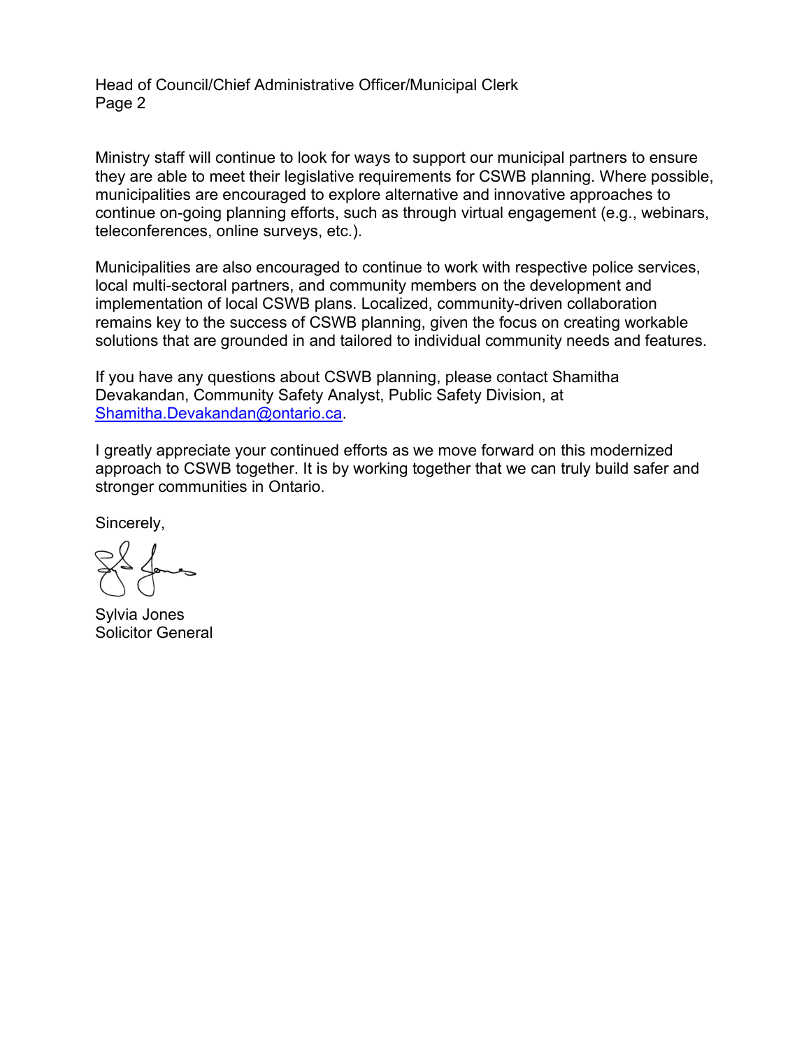Ministry staff will continue to look for ways to support our municipal partners to ensure they are able to meet their legislative requirements for CSWB planning. Where possible, municipalities are encouraged to explore alternative and innovative approaches to continue on-going planning efforts, such as through virtual engagement (e.g., webinars, teleconferences, online surveys, etc.).

Municipalities are also encouraged to continue to work with respective police services, local multi-sectoral partners, and community members on the development and implementation of local CSWB plans. Localized, community-driven collaboration remains key to the success of CSWB planning, given the focus on creating workable solutions that are grounded in and tailored to individual community needs and features.

If you have any questions about CSWB planning, please contact Shamitha Devakandan, Community Safety Analyst, Public Safety Division, at Shamitha.Devakandan@ontario.ca.

I greatly appreciate your continued efforts as we move forward on this modernized approach to CSWB together. It is by working together that we can truly build safer and stronger communities in Ontario.

Sincerely,

Sylvia Jones
Solicitor General